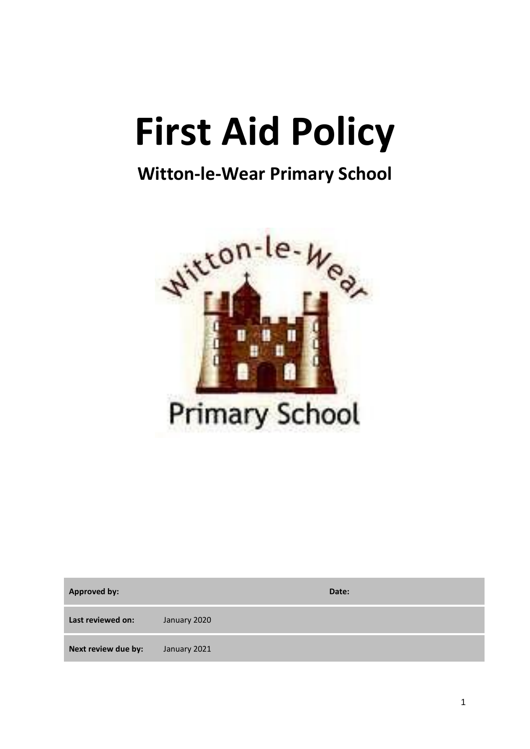# First Aid Policy

## Witton-le-Wear Primary School

| Approved by: | | Date: |
|---|---|---|
| Last reviewed on: | January 2020 | |
| Next review due by: | January 2021 | |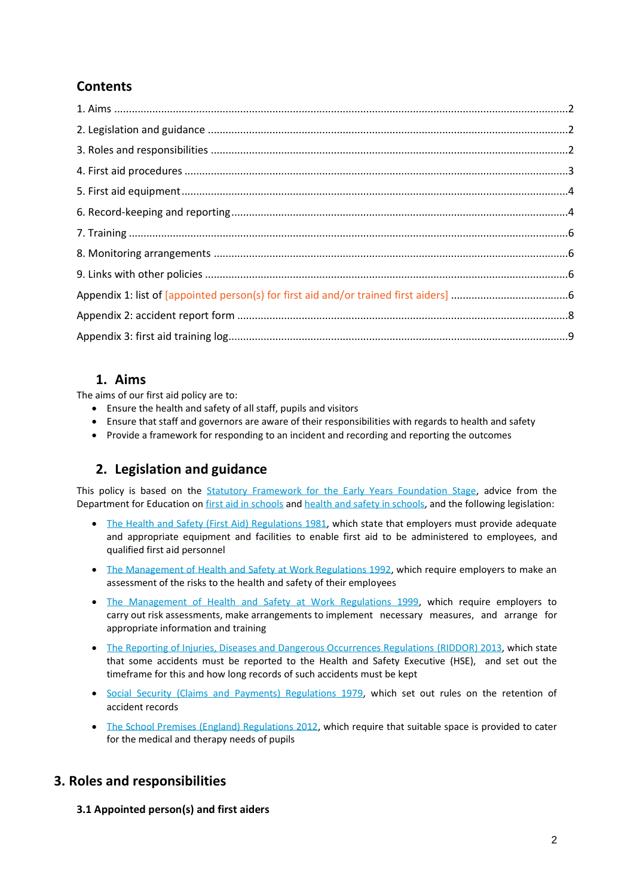## Contents

1. Aims ....................................................................................................................................2
2. Legislation and guidance ...................................................................................................2
3. Roles and responsibilities ...................................................................................................2
4. First aid procedures ...........................................................................................................3
5. First aid equipment ............................................................................................................4
6. Record-keeping and reporting ............................................................................................4
7. Training ..............................................................................................................................6
8. Monitoring arrangements ...................................................................................................6
9. Links with other policies .....................................................................................................6

Appendix 1: list of [appointed person(s) for first aid and/or trained first aiders] ....................6

Appendix 2: accident report form ............................................................................................8

Appendix 3: first aid training log...............................................................................................9

## 1. Aims

The aims of our first aid policy are to:

- Ensure the health and safety of all staff, pupils and visitors
- Ensure that staff and governors are aware of their responsibilities with regards to health and safety
- Provide a framework for responding to an incident and recording and reporting the outcomes

## 2. Legislation and guidance

This policy is based on the Statutory Framework for the Early Years Foundation Stage, advice from the Department for Education on first aid in schools and health and safety in schools, and the following legislation:

- The Health and Safety (First Aid) Regulations 1981, which state that employers must provide adequate and appropriate equipment and facilities to enable first aid to be administered to employees, and qualified first aid personnel
- The Management of Health and Safety at Work Regulations 1992, which require employers to make an assessment of the risks to the health and safety of their employees
- The Management of Health and Safety at Work Regulations 1999, which require employers to carry out risk assessments, make arrangements to implement necessary measures, and arrange for appropriate information and training
- The Reporting of Injuries, Diseases and Dangerous Occurrences Regulations (RIDDOR) 2013, which state that some accidents must be reported to the Health and Safety Executive (HSE), and set out the timeframe for this and how long records of such accidents must be kept
- Social Security (Claims and Payments) Regulations 1979, which set out rules on the retention of accident records
- The School Premises (England) Regulations 2012, which require that suitable space is provided to cater for the medical and therapy needs of pupils

## 3. Roles and responsibilities

### 3.1 Appointed person(s) and first aiders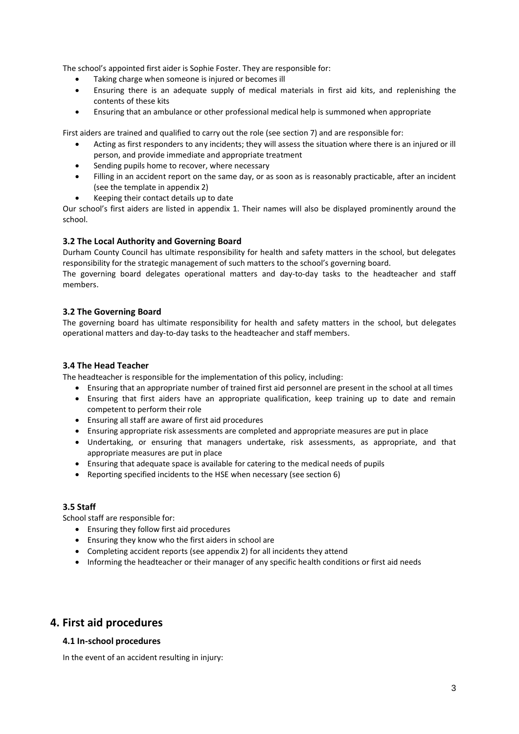The school's appointed first aider is Sophie Foster. They are responsible for:

- Taking charge when someone is injured or becomes ill
- Ensuring there is an adequate supply of medical materials in first aid kits, and replenishing the contents of these kits
- Ensuring that an ambulance or other professional medical help is summoned when appropriate

First aiders are trained and qualified to carry out the role (see section 7) and are responsible for:

- Acting as first responders to any incidents; they will assess the situation where there is an injured or ill person, and provide immediate and appropriate treatment
- Sending pupils home to recover, where necessary
- Filling in an accident report on the same day, or as soon as is reasonably practicable, after an incident (see the template in appendix 2)
- Keeping their contact details up to date

Our school's first aiders are listed in appendix 1. Their names will also be displayed prominently around the school.

### 3.2 The Local Authority and Governing Board

Durham County Council has ultimate responsibility for health and safety matters in the school, but delegates responsibility for the strategic management of such matters to the school's governing board.

The governing board delegates operational matters and day-to-day tasks to the headteacher and staff members.

### 3.2 The Governing Board

The governing board has ultimate responsibility for health and safety matters in the school, but delegates operational matters and day-to-day tasks to the headteacher and staff members.

### 3.4 The Head Teacher

The headteacher is responsible for the implementation of this policy, including:

- Ensuring that an appropriate number of trained first aid personnel are present in the school at all times
- Ensuring that first aiders have an appropriate qualification, keep training up to date and remain competent to perform their role
- Ensuring all staff are aware of first aid procedures
- Ensuring appropriate risk assessments are completed and appropriate measures are put in place
- Undertaking, or ensuring that managers undertake, risk assessments, as appropriate, and that appropriate measures are put in place
- Ensuring that adequate space is available for catering to the medical needs of pupils
- Reporting specified incidents to the HSE when necessary (see section 6)

### 3.5 Staff

School staff are responsible for:

- Ensuring they follow first aid procedures
- Ensuring they know who the first aiders in school are
- Completing accident reports (see appendix 2) for all incidents they attend
- Informing the headteacher or their manager of any specific health conditions or first aid needs

## 4. First aid procedures

### 4.1 In-school procedures

In the event of an accident resulting in injury: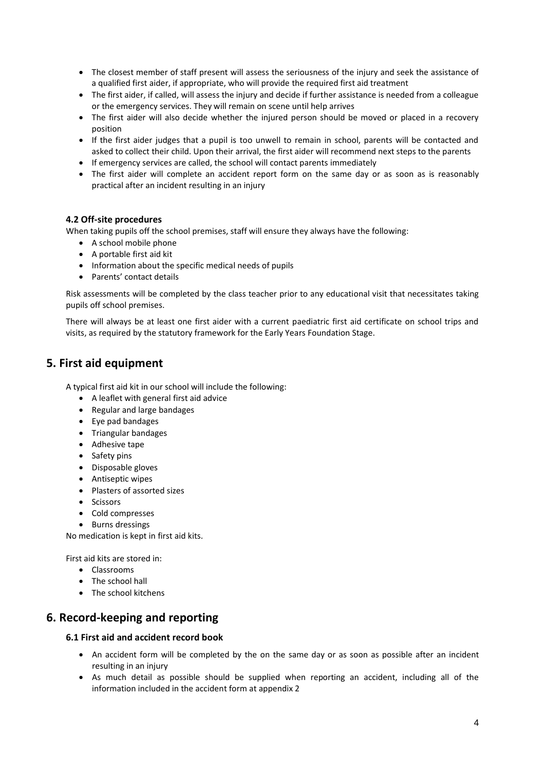- The closest member of staff present will assess the seriousness of the injury and seek the assistance of a qualified first aider, if appropriate, who will provide the required first aid treatment
- The first aider, if called, will assess the injury and decide if further assistance is needed from a colleague or the emergency services. They will remain on scene until help arrives
- The first aider will also decide whether the injured person should be moved or placed in a recovery position
- If the first aider judges that a pupil is too unwell to remain in school, parents will be contacted and asked to collect their child. Upon their arrival, the first aider will recommend next steps to the parents
- If emergency services are called, the school will contact parents immediately
- The first aider will complete an accident report form on the same day or as soon as is reasonably practical after an incident resulting in an injury

### 4.2 Off-site procedures

When taking pupils off the school premises, staff will ensure they always have the following:

- A school mobile phone
- A portable first aid kit
- Information about the specific medical needs of pupils
- Parents' contact details

Risk assessments will be completed by the class teacher prior to any educational visit that necessitates taking pupils off school premises.

There will always be at least one first aider with a current paediatric first aid certificate on school trips and visits, as required by the statutory framework for the Early Years Foundation Stage.

## 5. First aid equipment

A typical first aid kit in our school will include the following:

- A leaflet with general first aid advice
- Regular and large bandages
- Eye pad bandages
- Triangular bandages
- Adhesive tape
- Safety pins
- Disposable gloves
- Antiseptic wipes
- Plasters of assorted sizes
- Scissors
- Cold compresses
- Burns dressings

No medication is kept in first aid kits.

First aid kits are stored in:

- Classrooms
- The school hall
- The school kitchens

## 6. Record-keeping and reporting

### 6.1 First aid and accident record book

- An accident form will be completed by the on the same day or as soon as possible after an incident resulting in an injury
- As much detail as possible should be supplied when reporting an accident, including all of the information included in the accident form at appendix 2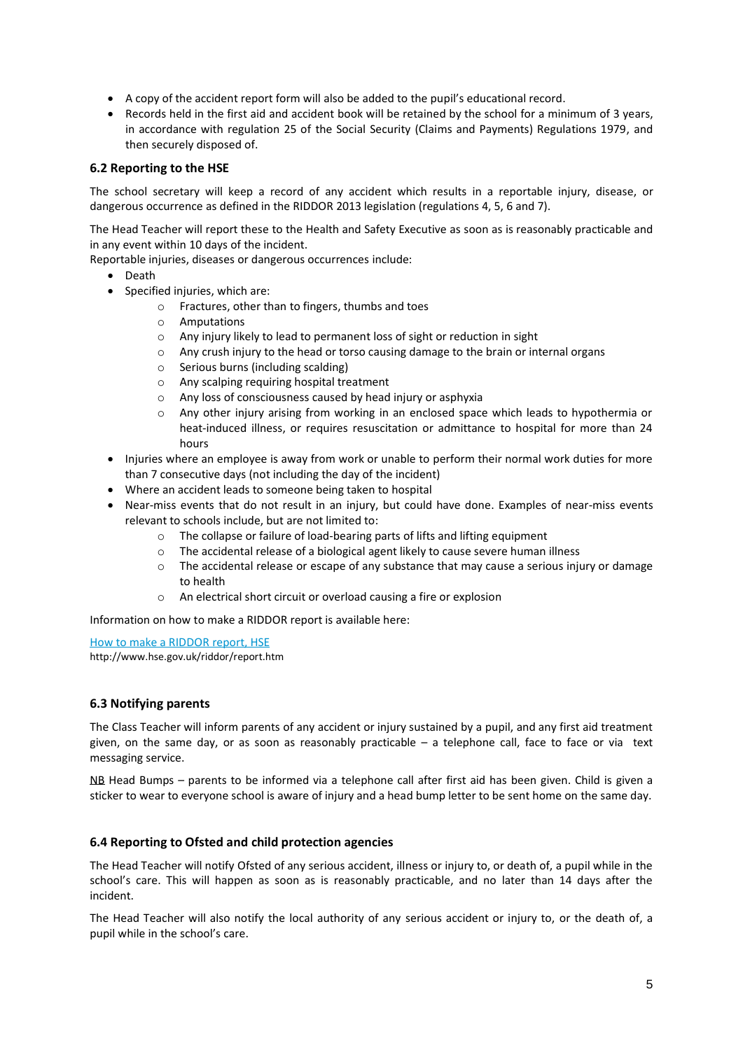- A copy of the accident report form will also be added to the pupil's educational record.
- Records held in the first aid and accident book will be retained by the school for a minimum of 3 years, in accordance with regulation 25 of the Social Security (Claims and Payments) Regulations 1979, and then securely disposed of.

### 6.2 Reporting to the HSE

The school secretary will keep a record of any accident which results in a reportable injury, disease, or dangerous occurrence as defined in the RIDDOR 2013 legislation (regulations 4, 5, 6 and 7).

The Head Teacher will report these to the Health and Safety Executive as soon as is reasonably practicable and in any event within 10 days of the incident.

Reportable injuries, diseases or dangerous occurrences include:

- Death
- Specified injuries, which are:
  - Fractures, other than to fingers, thumbs and toes
  - Amputations
  - Any injury likely to lead to permanent loss of sight or reduction in sight
  - Any crush injury to the head or torso causing damage to the brain or internal organs
  - Serious burns (including scalding)
  - Any scalping requiring hospital treatment
  - Any loss of consciousness caused by head injury or asphyxia
  - Any other injury arising from working in an enclosed space which leads to hypothermia or heat-induced illness, or requires resuscitation or admittance to hospital for more than 24 hours
- Injuries where an employee is away from work or unable to perform their normal work duties for more than 7 consecutive days (not including the day of the incident)
- Where an accident leads to someone being taken to hospital
- Near-miss events that do not result in an injury, but could have done. Examples of near-miss events relevant to schools include, but are not limited to:
  - The collapse or failure of load-bearing parts of lifts and lifting equipment
  - The accidental release of a biological agent likely to cause severe human illness
  - The accidental release or escape of any substance that may cause a serious injury or damage to health
  - An electrical short circuit or overload causing a fire or explosion

Information on how to make a RIDDOR report is available here:

[How to make a RIDDOR report, HSE](http://www.hse.gov.uk/riddor/report.htm)
http://www.hse.gov.uk/riddor/report.htm

### 6.3 Notifying parents

The Class Teacher will inform parents of any accident or injury sustained by a pupil, and any first aid treatment given, on the same day, or as soon as reasonably practicable – a telephone call, face to face or via text messaging service.

NB Head Bumps – parents to be informed via a telephone call after first aid has been given. Child is given a sticker to wear to everyone school is aware of injury and a head bump letter to be sent home on the same day.

### 6.4 Reporting to Ofsted and child protection agencies

The Head Teacher will notify Ofsted of any serious accident, illness or injury to, or death of, a pupil while in the school's care. This will happen as soon as is reasonably practicable, and no later than 14 days after the incident.

The Head Teacher will also notify the local authority of any serious accident or injury to, or the death of, a pupil while in the school's care.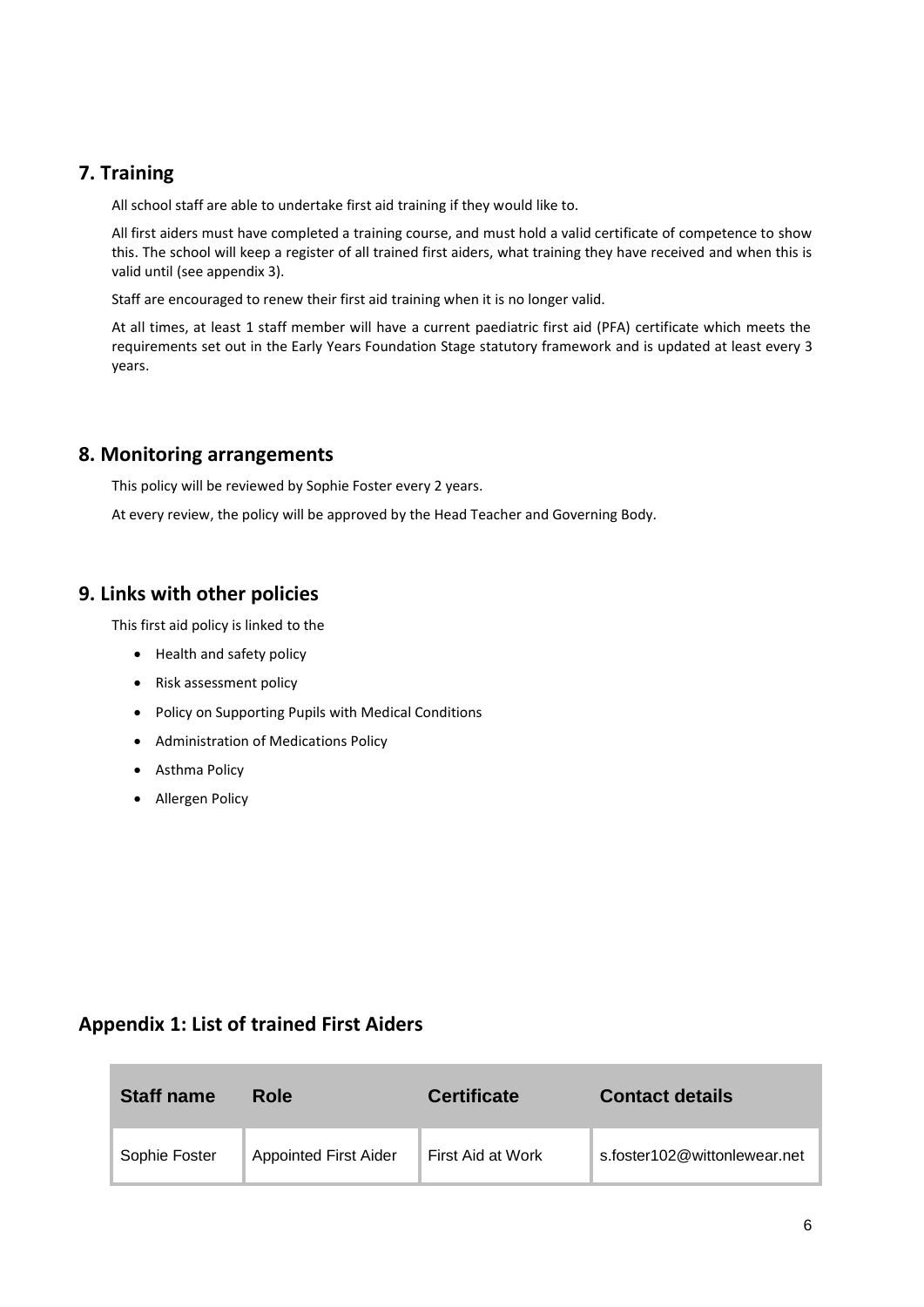## 7. Training

All school staff are able to undertake first aid training if they would like to.

All first aiders must have completed a training course, and must hold a valid certificate of competence to show this. The school will keep a register of all trained first aiders, what training they have received and when this is valid until (see appendix 3).

Staff are encouraged to renew their first aid training when it is no longer valid.

At all times, at least 1 staff member will have a current paediatric first aid (PFA) certificate which meets the requirements set out in the Early Years Foundation Stage statutory framework and is updated at least every 3 years.

## 8. Monitoring arrangements

This policy will be reviewed by Sophie Foster every 2 years.

At every review, the policy will be approved by the Head Teacher and Governing Body.

## 9. Links with other policies

This first aid policy is linked to the

- Health and safety policy
- Risk assessment policy
- Policy on Supporting Pupils with Medical Conditions
- Administration of Medications Policy
- Asthma Policy
- Allergen Policy

## Appendix 1: List of trained First Aiders

| Staff name | Role | Certificate | Contact details |
| --- | --- | --- | --- |
| Sophie Foster | Appointed First Aider | First Aid at Work | s.foster102@wittonlewear.net |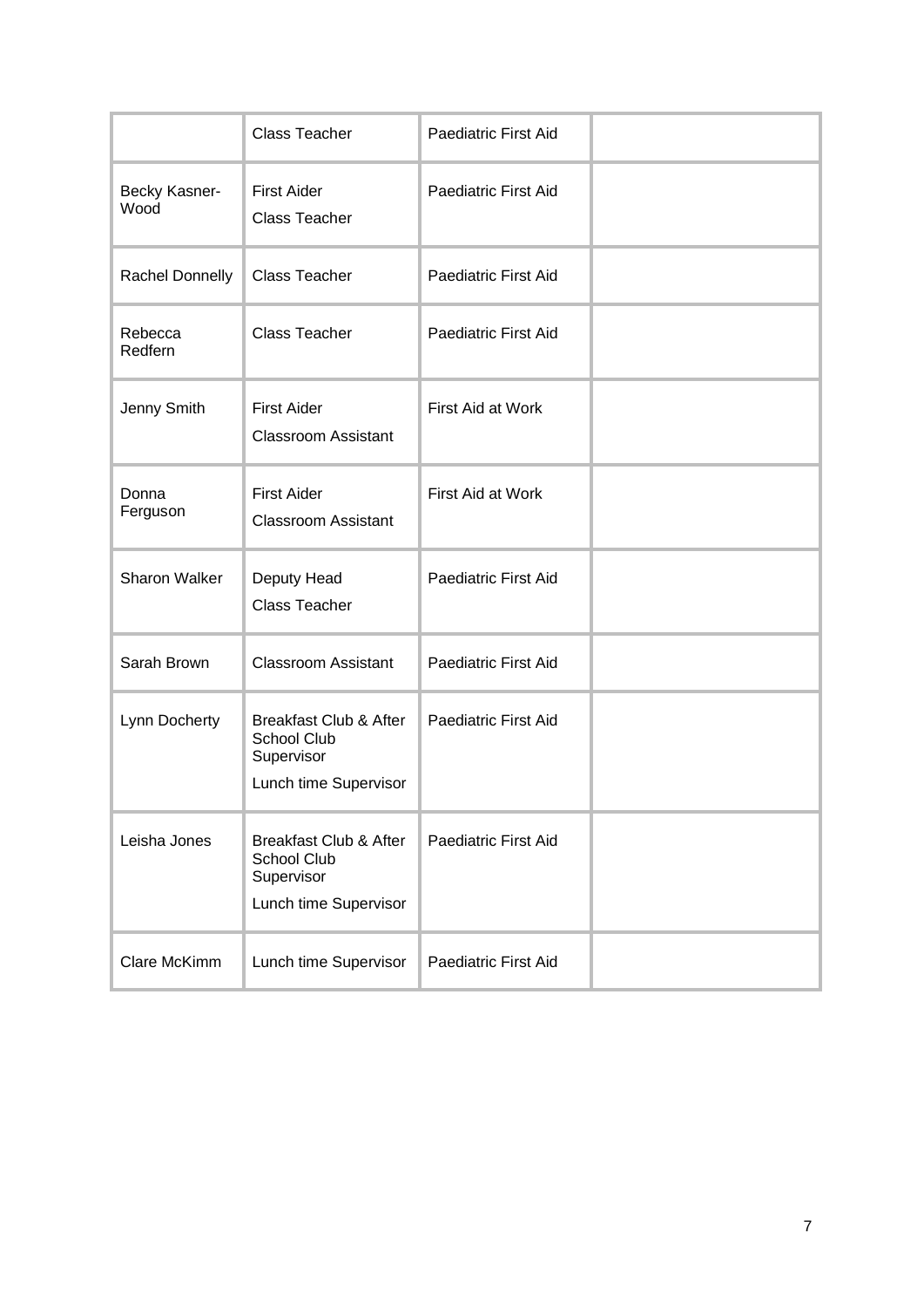| | | | |
|---|---|---|---|
| | Class Teacher | Paediatric First Aid | |
| Becky Kasner-Wood | First Aider<br>Class Teacher | Paediatric First Aid | |
| Rachel Donnelly | Class Teacher | Paediatric First Aid | |
| Rebecca Redfern | Class Teacher | Paediatric First Aid | |
| Jenny Smith | First Aider<br>Classroom Assistant | First Aid at Work | |
| Donna Ferguson | First Aider<br>Classroom Assistant | First Aid at Work | |
| Sharon Walker | Deputy Head<br>Class Teacher | Paediatric First Aid | |
| Sarah Brown | Classroom Assistant | Paediatric First Aid | |
| Lynn Docherty | Breakfast Club & After School Club Supervisor<br>Lunch time Supervisor | Paediatric First Aid | |
| Leisha Jones | Breakfast Club & After School Club Supervisor<br>Lunch time Supervisor | Paediatric First Aid | |
| Clare McKimm | Lunch time Supervisor | Paediatric First Aid | |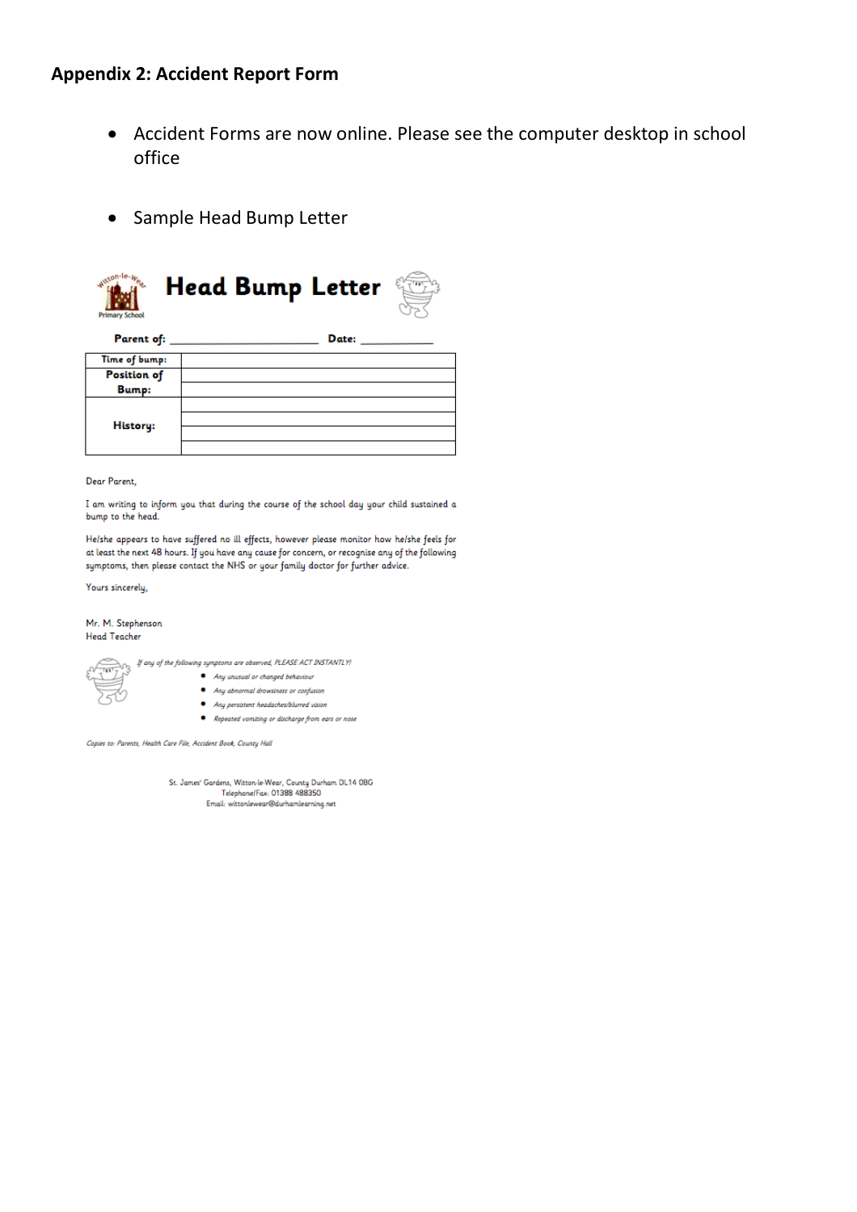**Appendix 2: Accident Report Form**

- Accident Forms are now online. Please see the computer desktop in school office
- Sample Head Bump Letter

Witton-le-Wear Primary School

# Head Bump Letter

**Parent of:** ______________________ **Date:** ___________

| **Time of bump:** | |
|---|---|
| **Position of Bump:** | |
| | |
| **History:** | |
| | |
| | |
| | |

Dear Parent,

I am writing to inform you that during the course of the school day your child sustained a bump to the head.

He/she appears to have suffered no ill effects, however please monitor how he/she feels for at least the next 48 hours. If you have any cause for concern, or recognise any of the following symptoms, then please contact the NHS or your family doctor for further advice.

Yours sincerely,

Mr. M. Stephenson
Head Teacher

*If any of the following symptoms are observed, PLEASE ACT INSTANTLY!*

- *Any unusual or changed behaviour*
- *Any abnormal drowsiness or confusion*
- *Any persistent headaches/blurred vision*
- *Repeated vomiting or discharge from ears or nose*

*Copies to: Parents, Health Care File, Accident Book, County Hall*

St. James' Gardens, Witton-le-Wear, County Durham DL14 0BG
Telephone/Fax: 01388 488350
Email: wittonlewear@durhamlearning.net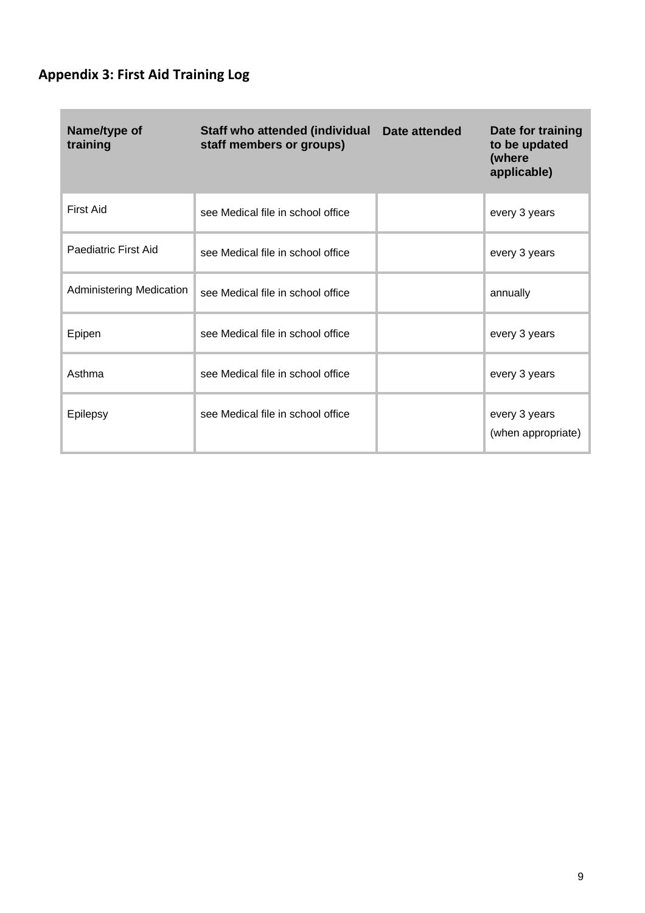## Appendix 3: First Aid Training Log

| Name/type of training | Staff who attended (individual staff members or groups) | Date attended | Date for training to be updated (where applicable) |
|---|---|---|---|
| First Aid | see Medical file in school office | | every 3 years |
| Paediatric First Aid | see Medical file in school office | | every 3 years |
| Administering Medication | see Medical file in school office | | annually |
| Epipen | see Medical file in school office | | every 3 years |
| Asthma | see Medical file in school office | | every 3 years |
| Epilepsy | see Medical file in school office | | every 3 years (when appropriate) |